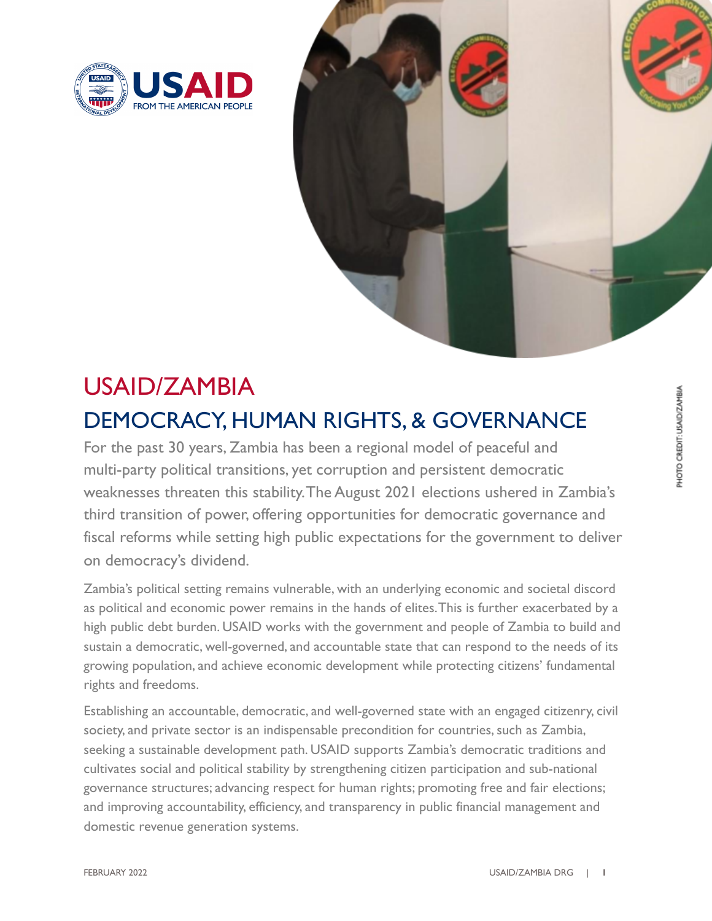# USAID/ZAMBIA

## DEMOCRACY, HUMAN RIGHTS, & GOVERNANCE

For the past 30 years, Zambia has been a regional model of peaceful and multi-party political transitions, yet corruption and persistent democratic weaknesses threaten this stability. The August 2021 elections ushered in Zambia's third transition of power, offering opportunities for democratic governance and fiscal reforms while setting high public expectations for the government to deliver on democracy's dividend.

Zambia's political setting remains vulnerable, with an underlying economic and societal discord as political and economic power remains in the hands of elites. This is further exacerbated by a high public debt burden. USAID works with the government and people of Zambia to build and sustain a democratic, well-governed, and accountable state that can respond to the needs of its growing population, and achieve economic development while protecting citizens' fundamental rights and freedoms.

Establishing an accountable, democratic, and well-governed state with an engaged citizenry, civil society, and private sector is an indispensable precondition for countries, such as Zambia, seeking a sustainable development path. USAID supports Zambia's democratic traditions and cultivates social and political stability by strengthening citizen participation and sub-national governance structures; advancing respect for human rights; promoting free and fair elections; and improving accountability, efficiency, and transparency in public financial management and domestic revenue generation systems.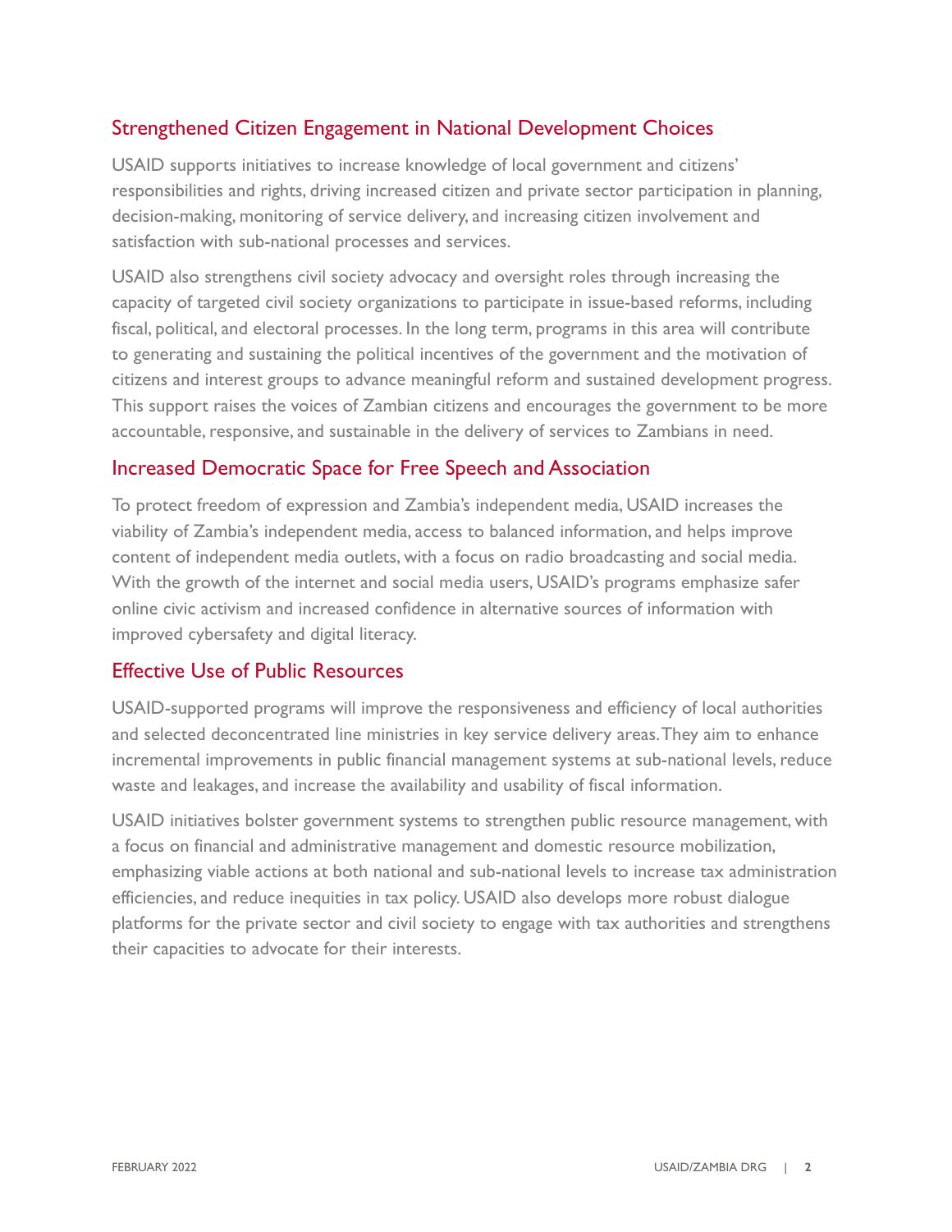## Strengthened Citizen Engagement in National Development Choices

USAID supports initiatives to increase knowledge of local government and citizens' responsibilities and rights, driving increased citizen and private sector participation in planning, decision-making, monitoring of service delivery, and increasing citizen involvement and satisfaction with sub-national processes and services.

USAID also strengthens civil society advocacy and oversight roles through increasing the capacity of targeted civil society organizations to participate in issue-based reforms, including fiscal, political, and electoral processes. In the long term, programs in this area will contribute to generating and sustaining the political incentives of the government and the motivation of citizens and interest groups to advance meaningful reform and sustained development progress. This support raises the voices of Zambian citizens and encourages the government to be more accountable, responsive, and sustainable in the delivery of services to Zambians in need.

## Increased Democratic Space for Free Speech and Association

To protect freedom of expression and Zambia's independent media, USAID increases the viability of Zambia's independent media, access to balanced information, and helps improve content of independent media outlets, with a focus on radio broadcasting and social media. With the growth of the internet and social media users, USAID's programs emphasize safer online civic activism and increased confidence in alternative sources of information with improved cybersafety and digital literacy.

## Effective Use of Public Resources

USAID-supported programs will improve the responsiveness and efficiency of local authorities and selected deconcentrated line ministries in key service delivery areas. They aim to enhance incremental improvements in public financial management systems at sub-national levels, reduce waste and leakages, and increase the availability and usability of fiscal information.

USAID initiatives bolster government systems to strengthen public resource management, with a focus on financial and administrative management and domestic resource mobilization, emphasizing viable actions at both national and sub-national levels to increase tax administration efficiencies, and reduce inequities in tax policy. USAID also develops more robust dialogue platforms for the private sector and civil society to engage with tax authorities and strengthens their capacities to advocate for their interests.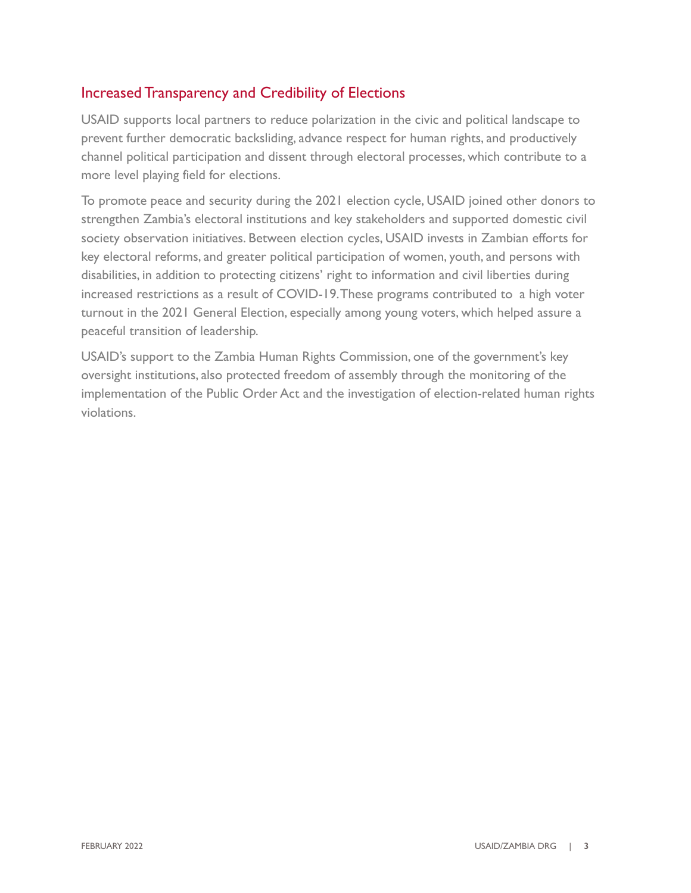## Increased Transparency and Credibility of Elections

USAID supports local partners to reduce polarization in the civic and political landscape to prevent further democratic backsliding, advance respect for human rights, and productively channel political participation and dissent through electoral processes, which contribute to a more level playing field for elections.

To promote peace and security during the 2021 election cycle, USAID joined other donors to strengthen Zambia's electoral institutions and key stakeholders and supported domestic civil society observation initiatives. Between election cycles, USAID invests in Zambian efforts for key electoral reforms, and greater political participation of women, youth, and persons with disabilities, in addition to protecting citizens' right to information and civil liberties during increased restrictions as a result of COVID-19. These programs contributed to a high voter turnout in the 2021 General Election, especially among young voters, which helped assure a peaceful transition of leadership.

USAID's support to the Zambia Human Rights Commission, one of the government's key oversight institutions, also protected freedom of assembly through the monitoring of the implementation of the Public Order Act and the investigation of election-related human rights violations.